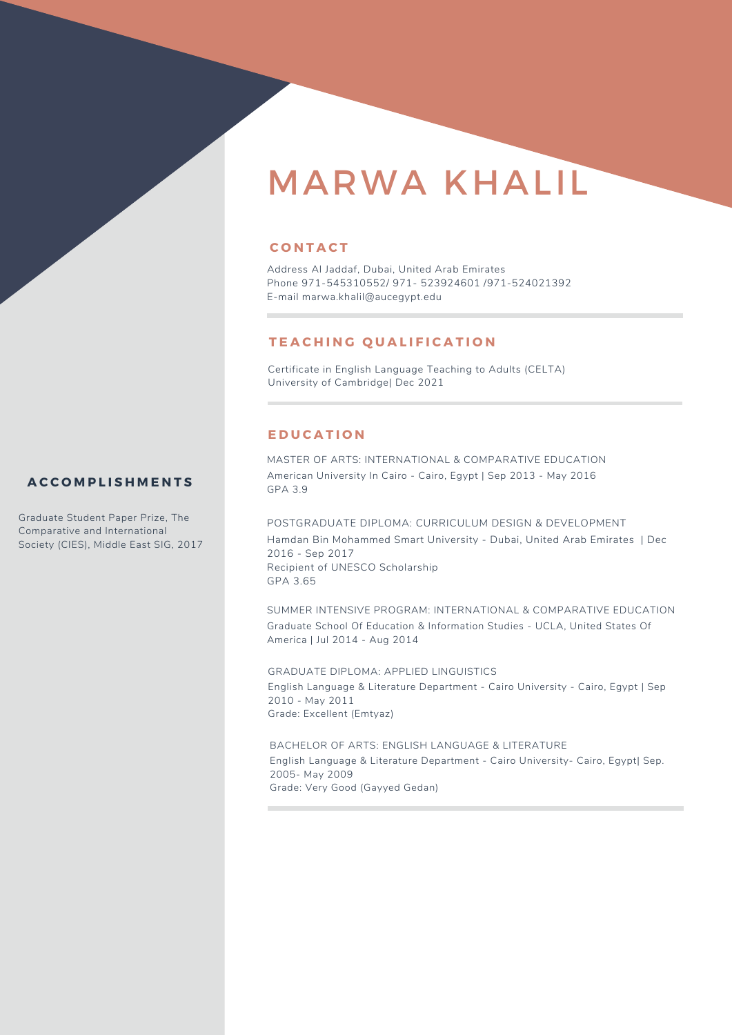# MARWA KHALIL

## CONTACT

Address Al Jaddaf, Dubai, United Arab Emirates
Phone 971-545310552/ 971- 523924601 /971-524021392
E-mail marwa.khalil@aucegypt.edu

## TEACHING QUALIFICATION

Certificate in English Language Teaching to Adults (CELTA)
University of Cambridge| Dec 2021

## EDUCATION

MASTER OF ARTS: INTERNATIONAL & COMPARATIVE EDUCATION
American University In Cairo - Cairo, Egypt | Sep 2013 - May 2016
GPA 3.9

POSTGRADUATE DIPLOMA: CURRICULUM DESIGN & DEVELOPMENT
Hamdan Bin Mohammed Smart University - Dubai, United Arab Emirates | Dec 2016 - Sep 2017
Recipient of UNESCO Scholarship
GPA 3.65

SUMMER INTENSIVE PROGRAM: INTERNATIONAL & COMPARATIVE EDUCATION
Graduate School Of Education & Information Studies - UCLA, United States Of America | Jul 2014 - Aug 2014

GRADUATE DIPLOMA: APPLIED LINGUISTICS
English Language & Literature Department - Cairo University - Cairo, Egypt | Sep 2010 - May 2011
Grade: Excellent (Emtyaz)

BACHELOR OF ARTS: ENGLISH LANGUAGE & LITERATURE
English Language & Literature Department - Cairo University- Cairo, Egypt| Sep. 2005- May 2009
Grade: Very Good (Gayyed Gedan)

## ACCOMPLISHMENTS

Graduate Student Paper Prize, The Comparative and International Society (CIES), Middle East SIG, 2017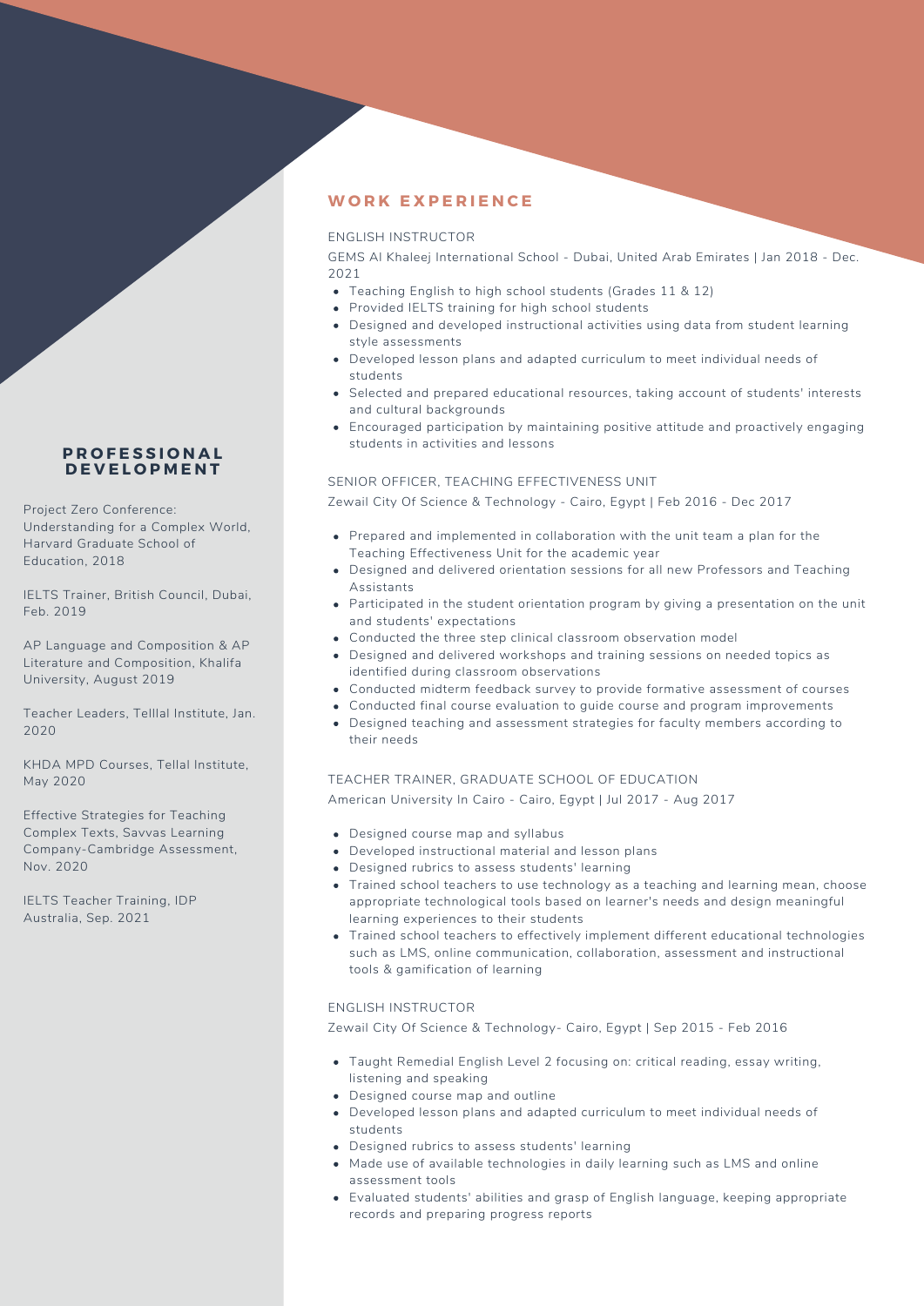## PROFESSIONAL DEVELOPMENT

Project Zero Conference: Understanding for a Complex World, Harvard Graduate School of Education, 2018

IELTS Trainer, British Council, Dubai, Feb. 2019

AP Language and Composition & AP Literature and Composition, Khalifa University, August 2019

Teacher Leaders, Telllal Institute, Jan. 2020

KHDA MPD Courses, Tellal Institute, May 2020

Effective Strategies for Teaching Complex Texts, Savvas Learning Company-Cambridge Assessment, Nov. 2020

IELTS Teacher Training, IDP Australia, Sep. 2021

## WORK EXPERIENCE

### ENGLISH INSTRUCTOR

GEMS Al Khaleej International School - Dubai, United Arab Emirates | Jan 2018 - Dec. 2021

- Teaching English to high school students (Grades 11 & 12)
- Provided IELTS training for high school students
- Designed and developed instructional activities using data from student learning style assessments
- Developed lesson plans and adapted curriculum to meet individual needs of students
- Selected and prepared educational resources, taking account of students' interests and cultural backgrounds
- Encouraged participation by maintaining positive attitude and proactively engaging students in activities and lessons

### SENIOR OFFICER, TEACHING EFFECTIVENESS UNIT

Zewail City Of Science & Technology - Cairo, Egypt | Feb 2016 - Dec 2017

- Prepared and implemented in collaboration with the unit team a plan for the Teaching Effectiveness Unit for the academic year
- Designed and delivered orientation sessions for all new Professors and Teaching Assistants
- Participated in the student orientation program by giving a presentation on the unit and students' expectations
- Conducted the three step clinical classroom observation model
- Designed and delivered workshops and training sessions on needed topics as identified during classroom observations
- Conducted midterm feedback survey to provide formative assessment of courses
- Conducted final course evaluation to guide course and program improvements
- Designed teaching and assessment strategies for faculty members according to their needs

### TEACHER TRAINER, GRADUATE SCHOOL OF EDUCATION

American University In Cairo - Cairo, Egypt | Jul 2017 - Aug 2017

- Designed course map and syllabus
- Developed instructional material and lesson plans
- Designed rubrics to assess students' learning
- Trained school teachers to use technology as a teaching and learning mean, choose appropriate technological tools based on learner's needs and design meaningful learning experiences to their students
- Trained school teachers to effectively implement different educational technologies such as LMS, online communication, collaboration, assessment and instructional tools & gamification of learning

### ENGLISH INSTRUCTOR

Zewail City Of Science & Technology- Cairo, Egypt | Sep 2015 - Feb 2016

- Taught Remedial English Level 2 focusing on: critical reading, essay writing, listening and speaking
- Designed course map and outline
- Developed lesson plans and adapted curriculum to meet individual needs of students
- Designed rubrics to assess students' learning
- Made use of available technologies in daily learning such as LMS and online assessment tools
- Evaluated students' abilities and grasp of English language, keeping appropriate records and preparing progress reports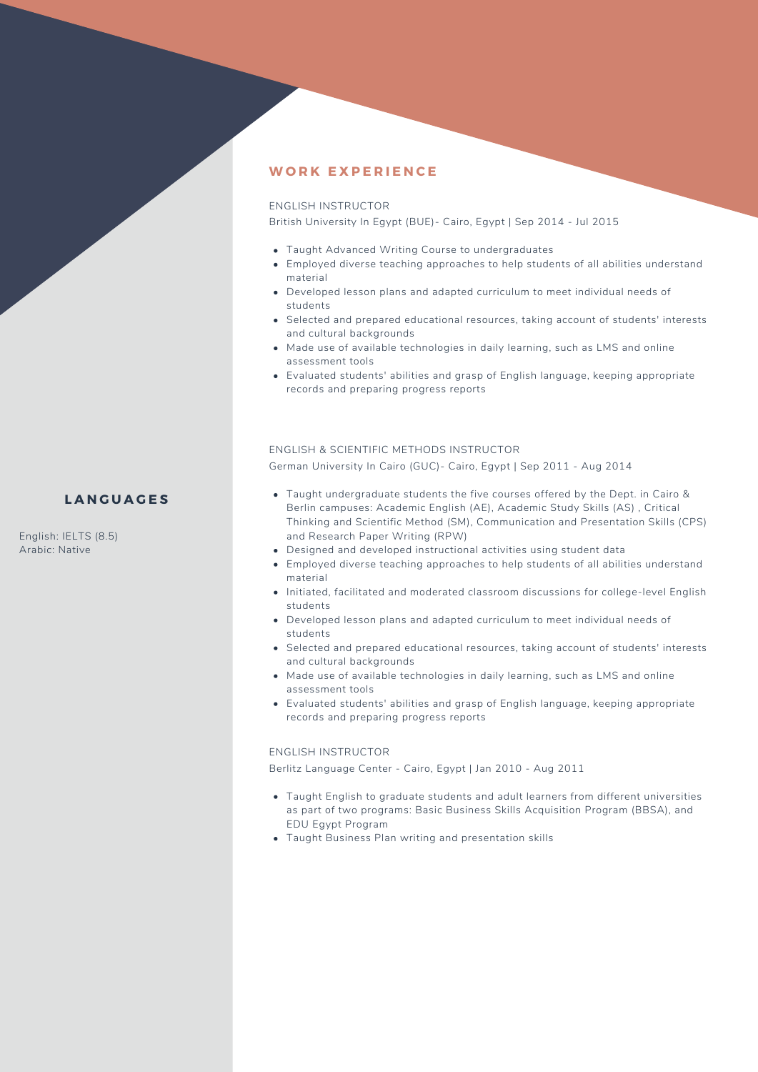## WORK EXPERIENCE

ENGLISH INSTRUCTOR

British University In Egypt (BUE)- Cairo, Egypt | Sep 2014 - Jul 2015

- Taught Advanced Writing Course to undergraduates
- Employed diverse teaching approaches to help students of all abilities understand material
- Developed lesson plans and adapted curriculum to meet individual needs of students
- Selected and prepared educational resources, taking account of students' interests and cultural backgrounds
- Made use of available technologies in daily learning, such as LMS and online assessment tools
- Evaluated students' abilities and grasp of English language, keeping appropriate records and preparing progress reports

ENGLISH & SCIENTIFIC METHODS INSTRUCTOR

German University In Cairo (GUC)- Cairo, Egypt | Sep 2011 - Aug 2014

- Taught undergraduate students the five courses offered by the Dept. in Cairo & Berlin campuses: Academic English (AE), Academic Study Skills (AS) , Critical Thinking and Scientific Method (SM), Communication and Presentation Skills (CPS) and Research Paper Writing (RPW)
- Designed and developed instructional activities using student data
- Employed diverse teaching approaches to help students of all abilities understand material
- Initiated, facilitated and moderated classroom discussions for college-level English students
- Developed lesson plans and adapted curriculum to meet individual needs of students
- Selected and prepared educational resources, taking account of students' interests and cultural backgrounds
- Made use of available technologies in daily learning, such as LMS and online assessment tools
- Evaluated students' abilities and grasp of English language, keeping appropriate records and preparing progress reports

ENGLISH INSTRUCTOR

Berlitz Language Center - Cairo, Egypt | Jan 2010 - Aug 2011

- Taught English to graduate students and adult learners from different universities as part of two programs: Basic Business Skills Acquisition Program (BBSA), and EDU Egypt Program
- Taught Business Plan writing and presentation skills

## LANGUAGES

English: IELTS (8.5)
Arabic: Native